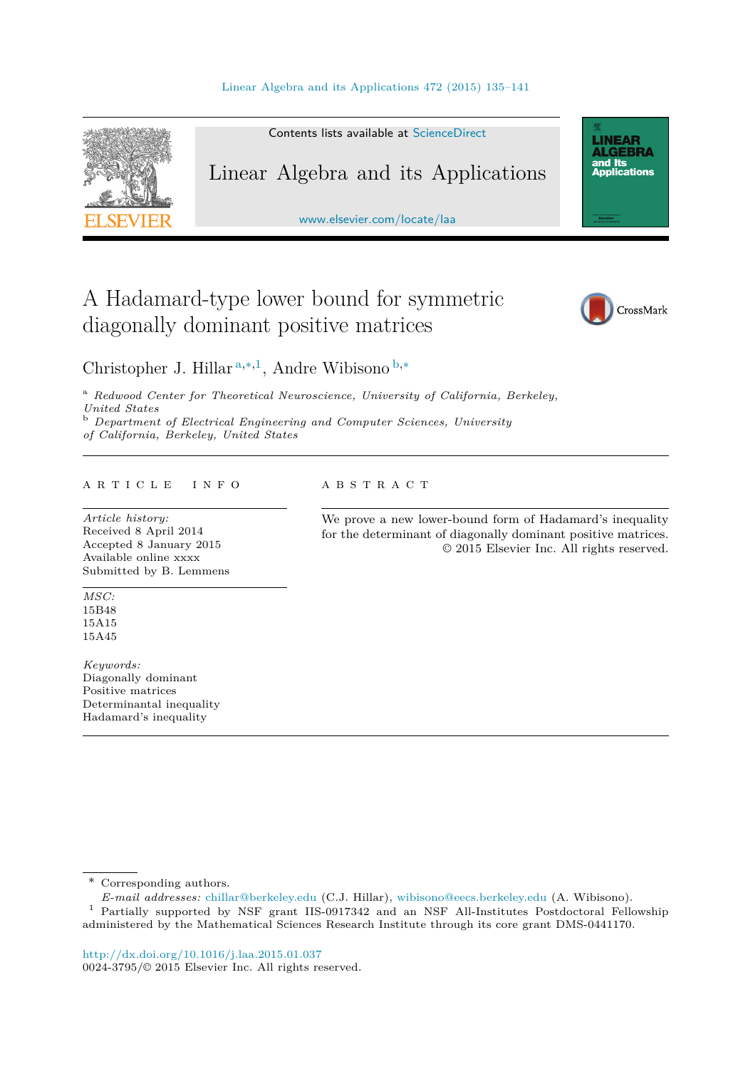# A Hadamard-type lower bound for symmetric diagonally dominant positive matrices

Christopher J. Hillar [a,*,1], Andre Wibisono [b,*]

[a] *Redwood Center for Theoretical Neuroscience, University of California, Berkeley, United States*
[b] *Department of Electrical Engineering and Computer Sciences, University of California, Berkeley, United States*

---

**ARTICLE INFO**

*Article history:*
Received 8 April 2014
Accepted 8 January 2015
Available online xxxx
Submitted by B. Lemmens

*MSC:*
15B48
15A15
15A45

*Keywords:*
Diagonally dominant
Positive matrices
Determinantal inequality
Hadamard's inequality

**ABSTRACT**

We prove a new lower-bound form of Hadamard's inequality for the determinant of diagonally dominant positive matrices.

© 2015 Elsevier Inc. All rights reserved.

---

\* Corresponding authors.
*E-mail addresses:* chillar@berkeley.edu (C.J. Hillar), wibisono@eecs.berkeley.edu (A. Wibisono).

[1] Partially supported by NSF grant IIS-0917342 and an NSF All-Institutes Postdoctoral Fellowship administered by the Mathematical Sciences Research Institute through its core grant DMS-0441170.

http://dx.doi.org/10.1016/j.laa.2015.01.037
0024-3795/© 2015 Elsevier Inc. All rights reserved.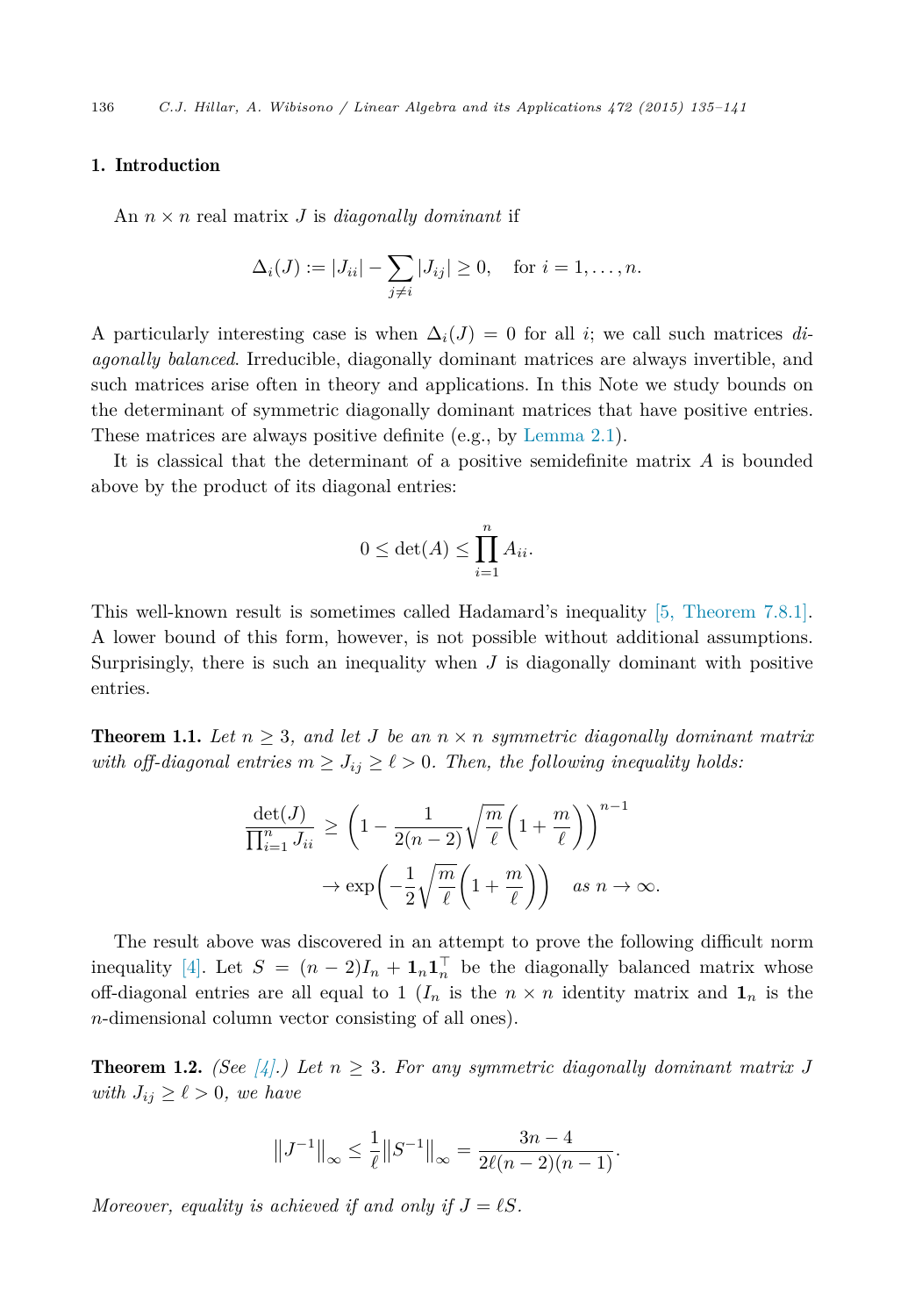## 1. Introduction

An $n \times n$ real matrix $J$ is *diagonally dominant* if

$$\Delta_i(J) := |J_{ii}| - \sum_{j \neq i} |J_{ij}| \geq 0, \quad \text{for } i = 1, \ldots, n.$$

A particularly interesting case is when $\Delta_i(J) = 0$ for all $i$; we call such matrices *diagonally balanced*. Irreducible, diagonally dominant matrices are always invertible, and such matrices arise often in theory and applications. In this Note we study bounds on the determinant of symmetric diagonally dominant matrices that have positive entries. These matrices are always positive definite (e.g., by Lemma 2.1).

It is classical that the determinant of a positive semidefinite matrix $A$ is bounded above by the product of its diagonal entries:

$$0 \leq \det(A) \leq \prod_{i=1}^{n} A_{ii}.$$

This well-known result is sometimes called Hadamard's inequality [5, Theorem 7.8.1]. A lower bound of this form, however, is not possible without additional assumptions. Surprisingly, there is such an inequality when $J$ is diagonally dominant with positive entries.

**Theorem 1.1.** *Let $n \geq 3$, and let $J$ be an $n \times n$ symmetric diagonally dominant matrix with off-diagonal entries $m \geq J_{ij} \geq \ell > 0$. Then, the following inequality holds:*

$$\frac{\det(J)}{\prod_{i=1}^{n} J_{ii}} \geq \left(1 - \frac{1}{2(n-2)}\sqrt{\frac{m}{\ell}}\left(1 + \frac{m}{\ell}\right)\right)^{n-1}$$

$$\to \exp\left(-\frac{1}{2}\sqrt{\frac{m}{\ell}}\left(1 + \frac{m}{\ell}\right)\right) \quad \text{as } n \to \infty.$$

The result above was discovered in an attempt to prove the following difficult norm inequality [4]. Let $S = (n-2)I_n + \mathbf{1}_n \mathbf{1}_n^\top$ be the diagonally balanced matrix whose off-diagonal entries are all equal to 1 ($I_n$ is the $n \times n$ identity matrix and $\mathbf{1}_n$ is the $n$-dimensional column vector consisting of all ones).

**Theorem 1.2.** *(See [4].) Let $n \geq 3$. For any symmetric diagonally dominant matrix $J$ with $J_{ij} \geq \ell > 0$, we have*

$$\left\|J^{-1}\right\|_\infty \leq \frac{1}{\ell}\left\|S^{-1}\right\|_\infty = \frac{3n-4}{2\ell(n-2)(n-1)}.$$

*Moreover, equality is achieved if and only if $J = \ell S$.*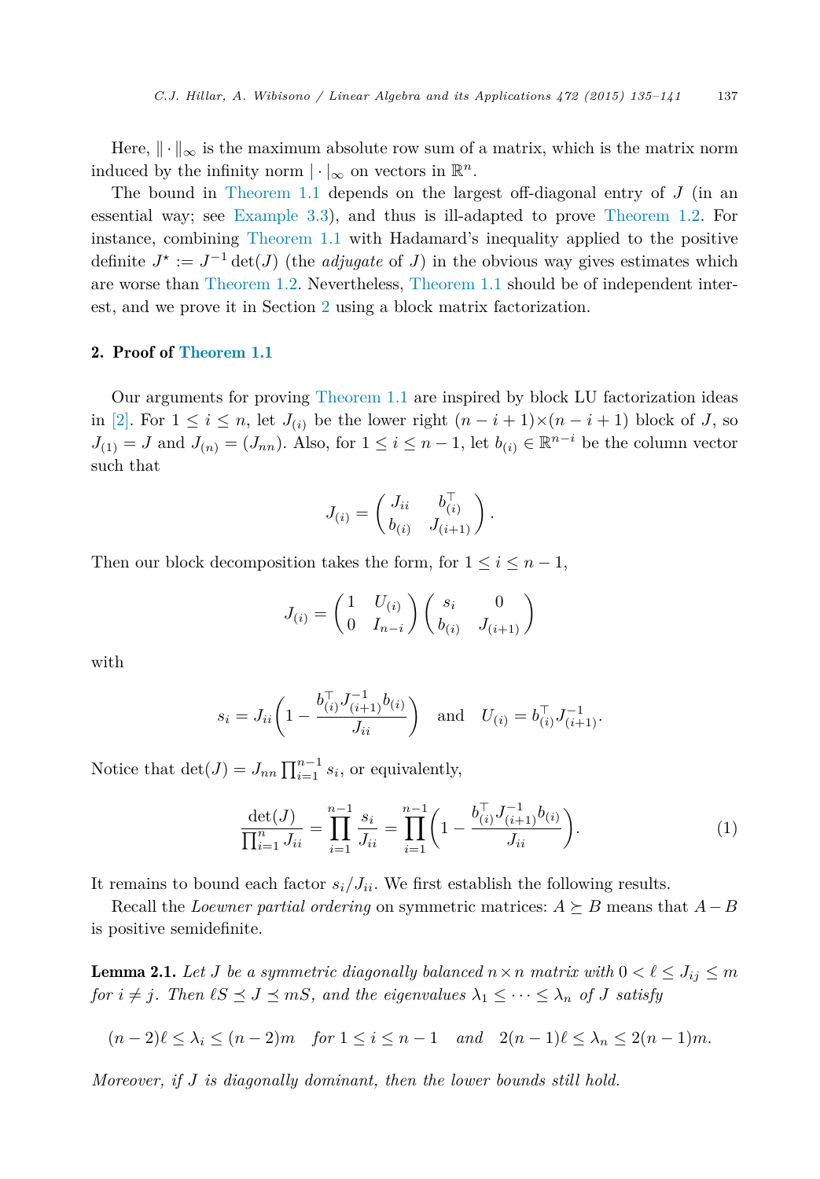Here, $\| \cdot \|_\infty$ is the maximum absolute row sum of a matrix, which is the matrix norm induced by the infinity norm $| \cdot |_\infty$ on vectors in $\mathbb{R}^n$.

The bound in Theorem 1.1 depends on the largest off-diagonal entry of $J$ (in an essential way; see Example 3.3), and thus is ill-adapted to prove Theorem 1.2. For instance, combining Theorem 1.1 with Hadamard's inequality applied to the positive definite $J^\star := J^{-1} \det(J)$ (the *adjugate* of $J$) in the obvious way gives estimates which are worse than Theorem 1.2. Nevertheless, Theorem 1.1 should be of independent interest, and we prove it in Section 2 using a block matrix factorization.

## 2. Proof of Theorem 1.1

Our arguments for proving Theorem 1.1 are inspired by block LU factorization ideas in [2]. For $1 \le i \le n$, let $J_{(i)}$ be the lower right $(n-i+1) \times (n-i+1)$ block of $J$, so $J_{(1)} = J$ and $J_{(n)} = (J_{nn})$. Also, for $1 \le i \le n-1$, let $b_{(i)} \in \mathbb{R}^{n-i}$ be the column vector such that

$$J_{(i)} = \begin{pmatrix} J_{ii} & b_{(i)}^\top \\ b_{(i)} & J_{(i+1)} \end{pmatrix}.$$

Then our block decomposition takes the form, for $1 \le i \le n-1$,

$$J_{(i)} = \begin{pmatrix} 1 & U_{(i)} \\ 0 & I_{n-i} \end{pmatrix} \begin{pmatrix} s_i & 0 \\ b_{(i)} & J_{(i+1)} \end{pmatrix}$$

with

$$s_i = J_{ii} \left( 1 - \frac{b_{(i)}^\top J_{(i+1)}^{-1} b_{(i)}}{J_{ii}} \right) \quad \text{and} \quad U_{(i)} = b_{(i)}^\top J_{(i+1)}^{-1}.$$

Notice that $\det(J) = J_{nn} \prod_{i=1}^{n-1} s_i$, or equivalently,

$$\frac{\det(J)}{\prod_{i=1}^{n} J_{ii}} = \prod_{i=1}^{n-1} \frac{s_i}{J_{ii}} = \prod_{i=1}^{n-1} \left( 1 - \frac{b_{(i)}^\top J_{(i+1)}^{-1} b_{(i)}}{J_{ii}} \right). \tag{1}$$

It remains to bound each factor $s_i / J_{ii}$. We first establish the following results.

Recall the *Loewner partial ordering* on symmetric matrices: $A \succeq B$ means that $A - B$ is positive semidefinite.

**Lemma 2.1.** *Let $J$ be a symmetric diagonally balanced $n \times n$ matrix with $0 < \ell \le J_{ij} \le m$ for $i \ne j$. Then $\ell S \preceq J \preceq m S$, and the eigenvalues $\lambda_1 \le \cdots \le \lambda_n$ of $J$ satisfy*

$$(n-2)\ell \le \lambda_i \le (n-2)m \quad \textit{for } 1 \le i \le n-1 \quad \textit{and} \quad 2(n-1)\ell \le \lambda_n \le 2(n-1)m.$$

*Moreover, if $J$ is diagonally dominant, then the lower bounds still hold.*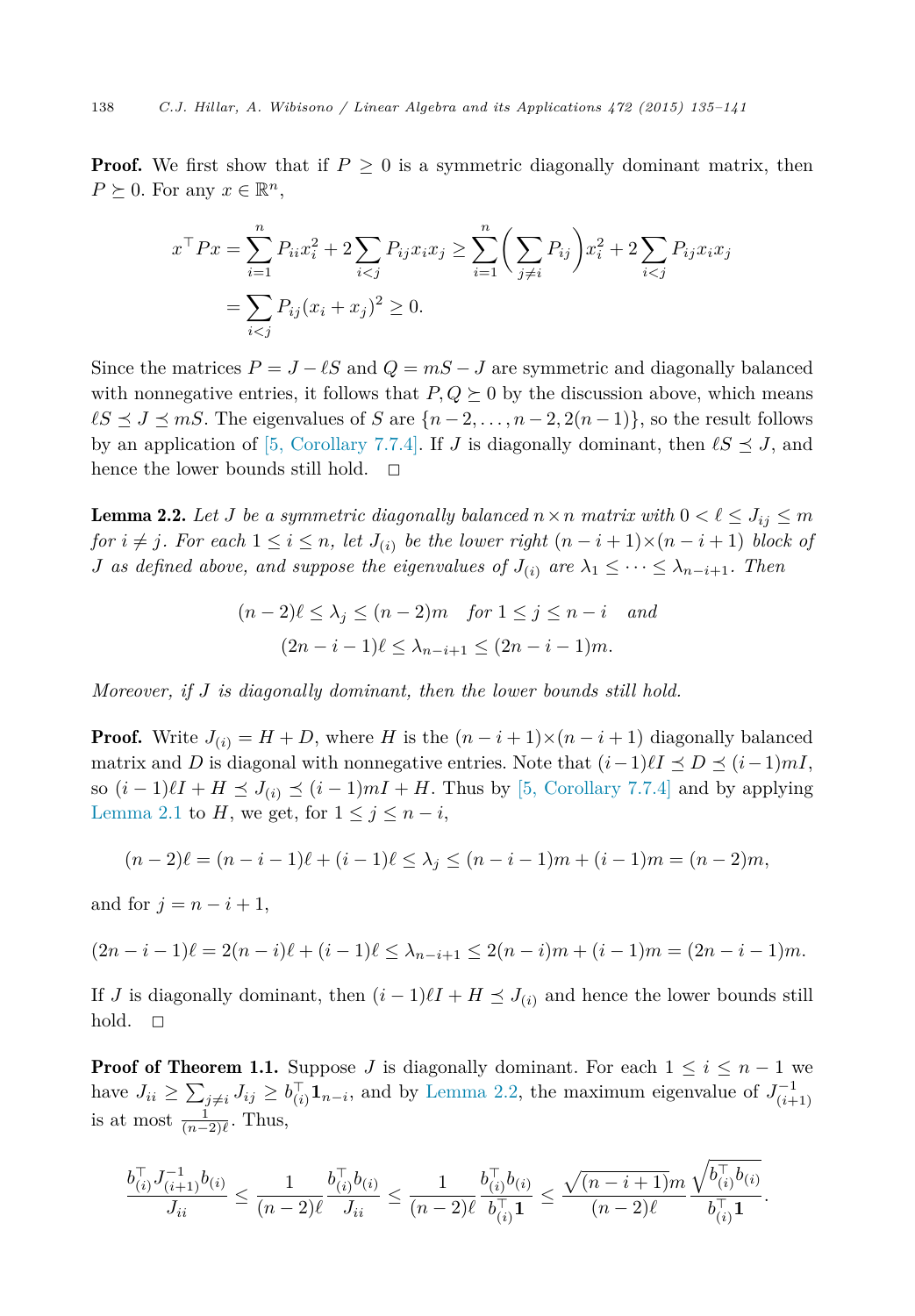**Proof.** We first show that if $P \geq 0$ is a symmetric diagonally dominant matrix, then $P \succeq 0$. For any $x \in \mathbb{R}^n$,

$$x^\top Px = \sum_{i=1}^n P_{ii}x_i^2 + 2\sum_{i<j} P_{ij}x_ix_j \geq \sum_{i=1}^n \left(\sum_{j\neq i} P_{ij}\right)x_i^2 + 2\sum_{i<j} P_{ij}x_ix_j$$
$$= \sum_{i<j} P_{ij}(x_i + x_j)^2 \geq 0.$$

Since the matrices $P = J - \ell S$ and $Q = mS - J$ are symmetric and diagonally balanced with nonnegative entries, it follows that $P, Q \succeq 0$ by the discussion above, which means $\ell S \preceq J \preceq mS$. The eigenvalues of $S$ are $\{n-2, \dots, n-2, 2(n-1)\}$, so the result follows by an application of [5, Corollary 7.7.4]. If $J$ is diagonally dominant, then $\ell S \preceq J$, and hence the lower bounds still hold. $\square$

**Lemma 2.2.** *Let $J$ be a symmetric diagonally balanced $n\times n$ matrix with $0 < \ell \leq J_{ij} \leq m$ for $i \neq j$. For each $1 \leq i \leq n$, let $J_{(i)}$ be the lower right $(n-i+1)\times(n-i+1)$ block of $J$ as defined above, and suppose the eigenvalues of $J_{(i)}$ are $\lambda_1 \leq \dots \leq \lambda_{n-i+1}$. Then*

$$(n-2)\ell \leq \lambda_j \leq (n-2)m \quad \text{for } 1 \leq j \leq n-i \quad \text{and}$$
$$(2n-i-1)\ell \leq \lambda_{n-i+1} \leq (2n-i-1)m.$$

*Moreover, if $J$ is diagonally dominant, then the lower bounds still hold.*

**Proof.** Write $J_{(i)} = H + D$, where $H$ is the $(n-i+1)\times(n-i+1)$ diagonally balanced matrix and $D$ is diagonal with nonnegative entries. Note that $(i-1)\ell I \preceq D \preceq (i-1)mI$, so $(i-1)\ell I + H \preceq J_{(i)} \preceq (i-1)mI + H$. Thus by [5, Corollary 7.7.4] and by applying Lemma 2.1 to $H$, we get, for $1 \leq j \leq n-i$,

$$(n-2)\ell = (n-i-1)\ell + (i-1)\ell \leq \lambda_j \leq (n-i-1)m + (i-1)m = (n-2)m,$$

and for $j = n-i+1$,

$$(2n-i-1)\ell = 2(n-i)\ell + (i-1)\ell \leq \lambda_{n-i+1} \leq 2(n-i)m + (i-1)m = (2n-i-1)m.$$

If $J$ is diagonally dominant, then $(i-1)\ell I + H \preceq J_{(i)}$ and hence the lower bounds still hold. $\square$

**Proof of Theorem 1.1.** Suppose $J$ is diagonally dominant. For each $1 \leq i \leq n-1$ we have $J_{ii} \geq \sum_{j\neq i} J_{ij} \geq b_{(i)}^\top \mathbf{1}_{n-i}$, and by Lemma 2.2, the maximum eigenvalue of $J_{(i+1)}^{-1}$ is at most $\frac{1}{(n-2)\ell}$. Thus,

$$\frac{b_{(i)}^\top J_{(i+1)}^{-1} b_{(i)}}{J_{ii}} \leq \frac{1}{(n-2)\ell}\frac{b_{(i)}^\top b_{(i)}}{J_{ii}} \leq \frac{1}{(n-2)\ell}\frac{b_{(i)}^\top b_{(i)}}{b_{(i)}^\top \mathbf{1}} \leq \frac{\sqrt{(n-i+1)}m}{(n-2)\ell}\frac{\sqrt{b_{(i)}^\top b_{(i)}}}{b_{(i)}^\top \mathbf{1}}.$$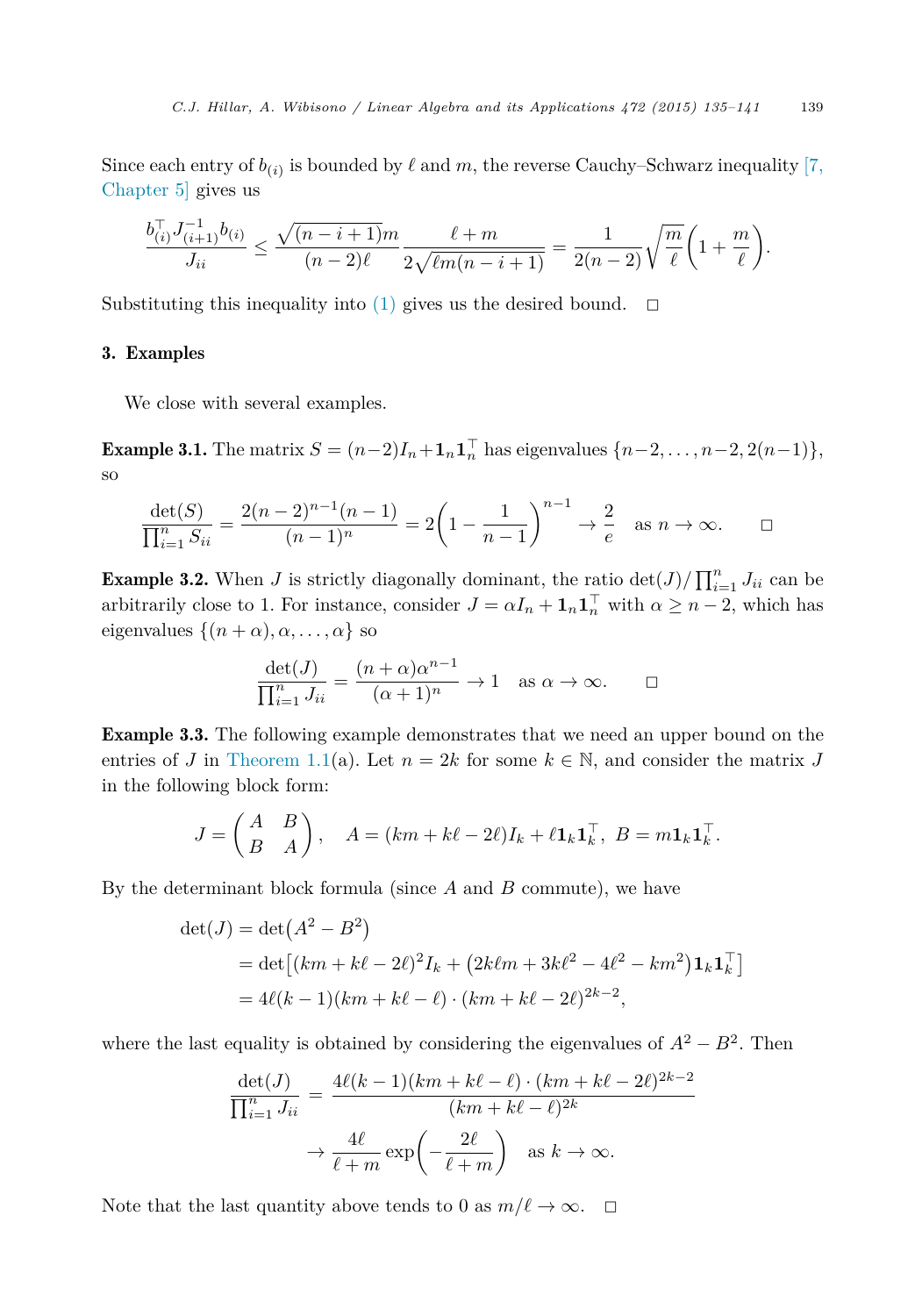Since each entry of $b_{(i)}$ is bounded by $\ell$ and $m$, the reverse Cauchy–Schwarz inequality [7, Chapter 5] gives us

$$\frac{b_{(i)}^\top J_{(i+1)}^{-1} b_{(i)}}{J_{ii}} \le \frac{\sqrt{(n-i+1)}m}{(n-2)\ell} \frac{\ell + m}{2\sqrt{\ell m (n-i+1)}} = \frac{1}{2(n-2)}\sqrt{\frac{m}{\ell}}\left(1 + \frac{m}{\ell}\right).$$

Substituting this inequality into (1) gives us the desired bound. $\square$

## 3. Examples

We close with several examples.

**Example 3.1.** The matrix $S = (n-2)I_n + \mathbf{1}_n\mathbf{1}_n^\top$ has eigenvalues $\{n-2, \ldots, n-2, 2(n-1)\}$, so

$$\frac{\det(S)}{\prod_{i=1}^n S_{ii}} = \frac{2(n-2)^{n-1}(n-1)}{(n-1)^n} = 2\left(1 - \frac{1}{n-1}\right)^{n-1} \to \frac{2}{e} \quad \text{as } n \to \infty. \qquad \square$$

**Example 3.2.** When $J$ is strictly diagonally dominant, the ratio $\det(J)/\prod_{i=1}^n J_{ii}$ can be arbitrarily close to 1. For instance, consider $J = \alpha I_n + \mathbf{1}_n\mathbf{1}_n^\top$ with $\alpha \ge n-2$, which has eigenvalues $\{(n+\alpha), \alpha, \ldots, \alpha\}$ so

$$\frac{\det(J)}{\prod_{i=1}^n J_{ii}} = \frac{(n+\alpha)\alpha^{n-1}}{(\alpha+1)^n} \to 1 \quad \text{as } \alpha \to \infty. \qquad \square$$

**Example 3.3.** The following example demonstrates that we need an upper bound on the entries of $J$ in Theorem 1.1(a). Let $n = 2k$ for some $k \in \mathbb{N}$, and consider the matrix $J$ in the following block form:

$$J = \begin{pmatrix} A & B \\ B & A \end{pmatrix}, \quad A = (km + k\ell - 2\ell)I_k + \ell\mathbf{1}_k\mathbf{1}_k^\top,\ B = m\mathbf{1}_k\mathbf{1}_k^\top.$$

By the determinant block formula (since $A$ and $B$ commute), we have

$$\begin{aligned}
\det(J) &= \det\bigl(A^2 - B^2\bigr) \\
&= \det\bigl[(km + k\ell - 2\ell)^2 I_k + \bigl(2k\ell m + 3k\ell^2 - 4\ell^2 - km^2\bigr)\mathbf{1}_k\mathbf{1}_k^\top\bigr] \\
&= 4\ell(k-1)(km + k\ell - \ell) \cdot (km + k\ell - 2\ell)^{2k-2},
\end{aligned}$$

where the last equality is obtained by considering the eigenvalues of $A^2 - B^2$. Then

$$\begin{aligned}
\frac{\det(J)}{\prod_{i=1}^n J_{ii}} &= \frac{4\ell(k-1)(km + k\ell - \ell) \cdot (km + k\ell - 2\ell)^{2k-2}}{(km + k\ell - \ell)^{2k}} \\
&\to \frac{4\ell}{\ell + m}\exp\left(-\frac{2\ell}{\ell + m}\right) \quad \text{as } k \to \infty.
\end{aligned}$$

Note that the last quantity above tends to 0 as $m/\ell \to \infty$. $\square$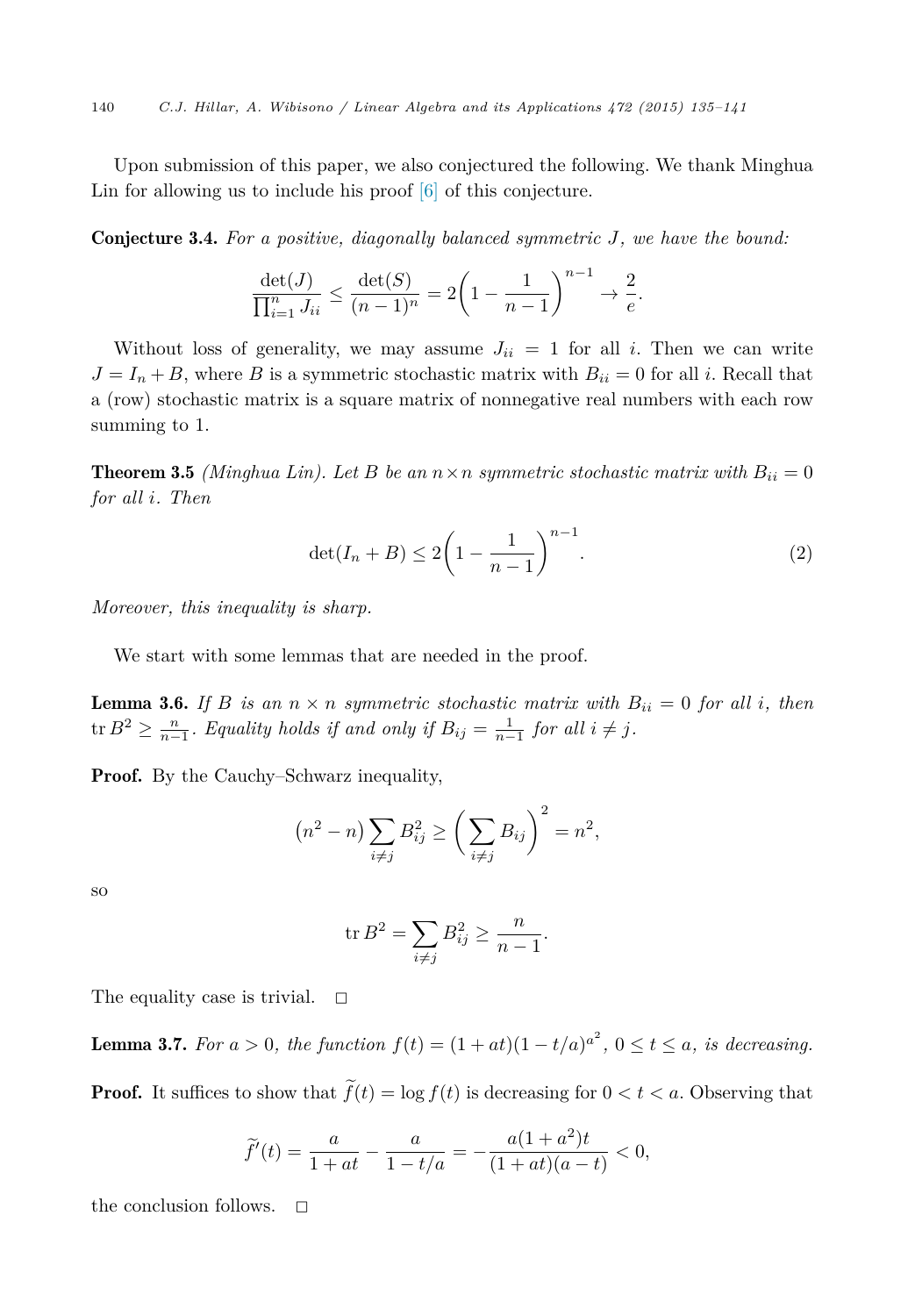Upon submission of this paper, we also conjectured the following. We thank Minghua Lin for allowing us to include his proof [6] of this conjecture.

**Conjecture 3.4.** *For a positive, diagonally balanced symmetric $J$, we have the bound:*

$$\frac{\det(J)}{\prod_{i=1}^{n} J_{ii}} \leq \frac{\det(S)}{(n-1)^n} = 2\left(1 - \frac{1}{n-1}\right)^{n-1} \to \frac{2}{e}.$$

Without loss of generality, we may assume $J_{ii} = 1$ for all $i$. Then we can write $J = I_n + B$, where $B$ is a symmetric stochastic matrix with $B_{ii} = 0$ for all $i$. Recall that a (row) stochastic matrix is a square matrix of nonnegative real numbers with each row summing to 1.

**Theorem 3.5** *(Minghua Lin). Let $B$ be an $n \times n$ symmetric stochastic matrix with $B_{ii} = 0$ for all $i$. Then*

$$\det(I_n + B) \leq 2\left(1 - \frac{1}{n-1}\right)^{n-1}. \tag{2}$$

*Moreover, this inequality is sharp.*

We start with some lemmas that are needed in the proof.

**Lemma 3.6.** *If $B$ is an $n \times n$ symmetric stochastic matrix with $B_{ii} = 0$ for all $i$, then $\operatorname{tr} B^2 \geq \frac{n}{n-1}$. Equality holds if and only if $B_{ij} = \frac{1}{n-1}$ for all $i \neq j$.*

**Proof.** By the Cauchy–Schwarz inequality,

$$\left(n^2 - n\right) \sum_{i \neq j} B_{ij}^2 \geq \left(\sum_{i \neq j} B_{ij}\right)^2 = n^2,$$

so

$$\operatorname{tr} B^2 = \sum_{i \neq j} B_{ij}^2 \geq \frac{n}{n-1}.$$

The equality case is trivial. □

**Lemma 3.7.** *For $a > 0$, the function $f(t) = (1 + at)(1 - t/a)^{a^2}$, $0 \leq t \leq a$, is decreasing.*

**Proof.** It suffices to show that $\widetilde{f}(t) = \log f(t)$ is decreasing for $0 < t < a$. Observing that

$$\widetilde{f}'(t) = \frac{a}{1 + at} - \frac{a}{1 - t/a} = -\frac{a(1 + a^2)t}{(1 + at)(a - t)} < 0,$$

the conclusion follows. □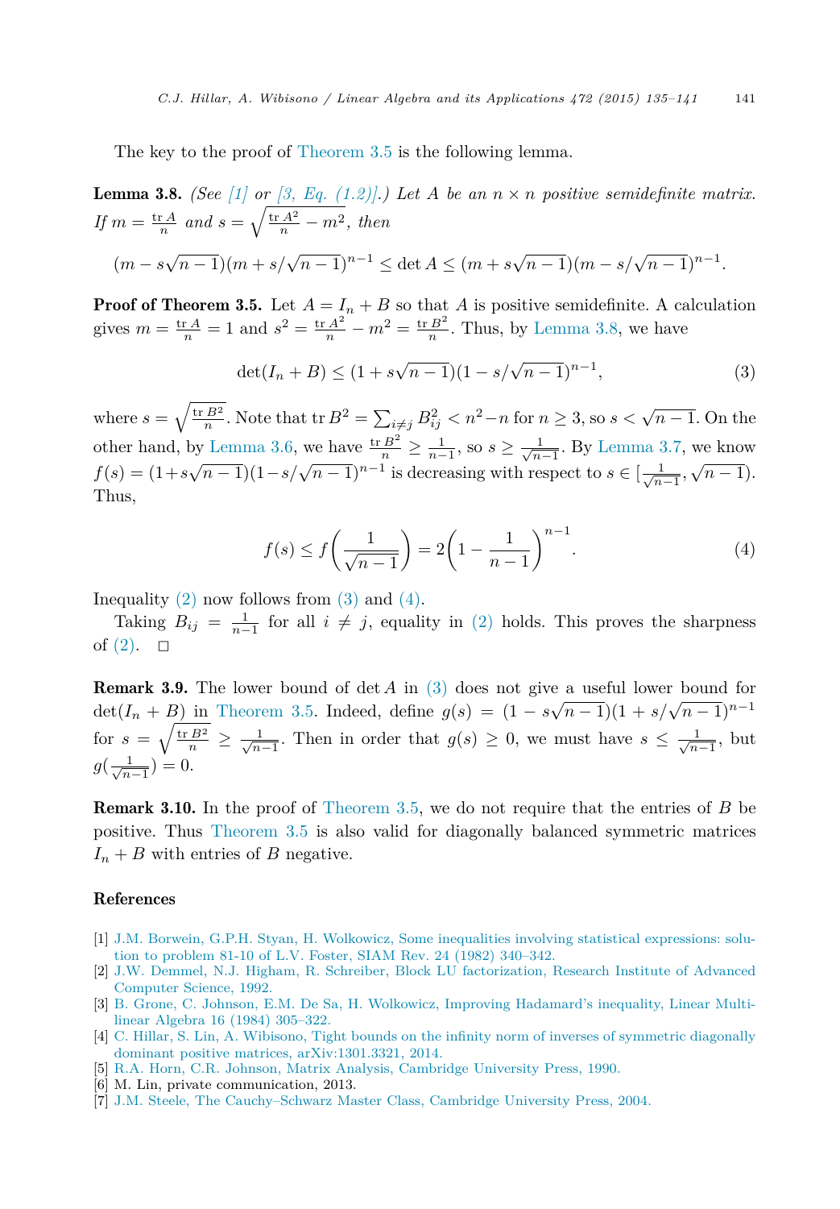The key to the proof of Theorem 3.5 is the following lemma.

**Lemma 3.8.** *(See [1] or [3, Eq. (1.2)].) Let $A$ be an $n \times n$ positive semidefinite matrix. If $m = \frac{\operatorname{tr} A}{n}$ and $s = \sqrt{\frac{\operatorname{tr} A^2}{n} - m^2}$, then*

$$(m - s\sqrt{n-1})(m + s/\sqrt{n-1})^{n-1} \leq \det A \leq (m + s\sqrt{n-1})(m - s/\sqrt{n-1})^{n-1}.$$

**Proof of Theorem 3.5.** Let $A = I_n + B$ so that $A$ is positive semidefinite. A calculation gives $m = \frac{\operatorname{tr} A}{n} = 1$ and $s^2 = \frac{\operatorname{tr} A^2}{n} - m^2 = \frac{\operatorname{tr} B^2}{n}$. Thus, by Lemma 3.8, we have

$$\det(I_n + B) \leq (1 + s\sqrt{n-1})(1 - s/\sqrt{n-1})^{n-1}, \tag{3}$$

where $s = \sqrt{\frac{\operatorname{tr} B^2}{n}}$. Note that $\operatorname{tr} B^2 = \sum_{i \neq j} B_{ij}^2 < n^2 - n$ for $n \geq 3$, so $s < \sqrt{n-1}$. On the other hand, by Lemma 3.6, we have $\frac{\operatorname{tr} B^2}{n} \geq \frac{1}{n-1}$, so $s \geq \frac{1}{\sqrt{n-1}}$. By Lemma 3.7, we know $f(s) = (1 + s\sqrt{n-1})(1 - s/\sqrt{n-1})^{n-1}$ is decreasing with respect to $s \in [\frac{1}{\sqrt{n-1}}, \sqrt{n-1})$. Thus,

$$f(s) \leq f\left(\frac{1}{\sqrt{n-1}}\right) = 2\left(1 - \frac{1}{n-1}\right)^{n-1}. \tag{4}$$

Inequality (2) now follows from (3) and (4).

Taking $B_{ij} = \frac{1}{n-1}$ for all $i \neq j$, equality in (2) holds. This proves the sharpness of (2). $\square$

**Remark 3.9.** The lower bound of $\det A$ in (3) does not give a useful lower bound for $\det(I_n + B)$ in Theorem 3.5. Indeed, define $g(s) = (1 - s\sqrt{n-1})(1 + s/\sqrt{n-1})^{n-1}$ for $s = \sqrt{\frac{\operatorname{tr} B^2}{n}} \geq \frac{1}{\sqrt{n-1}}$. Then in order that $g(s) \geq 0$, we must have $s \leq \frac{1}{\sqrt{n-1}}$, but $g(\frac{1}{\sqrt{n-1}}) = 0$.

**Remark 3.10.** In the proof of Theorem 3.5, we do not require that the entries of $B$ be positive. Thus Theorem 3.5 is also valid for diagonally balanced symmetric matrices $I_n + B$ with entries of $B$ negative.

## References

[1] J.M. Borwein, G.P.H. Styan, H. Wolkowicz, Some inequalities involving statistical expressions: solution to problem 81-10 of L.V. Foster, SIAM Rev. 24 (1982) 340–342.

[2] J.W. Demmel, N.J. Higham, R. Schreiber, Block LU factorization, Research Institute of Advanced Computer Science, 1992.

[3] B. Grone, C. Johnson, E.M. De Sa, H. Wolkowicz, Improving Hadamard's inequality, Linear Multilinear Algebra 16 (1984) 305–322.

[4] C. Hillar, S. Lin, A. Wibisono, Tight bounds on the infinity norm of inverses of symmetric diagonally dominant positive matrices, arXiv:1301.3321, 2014.

[5] R.A. Horn, C.R. Johnson, Matrix Analysis, Cambridge University Press, 1990.

[6] M. Lin, private communication, 2013.

[7] J.M. Steele, The Cauchy–Schwarz Master Class, Cambridge University Press, 2004.